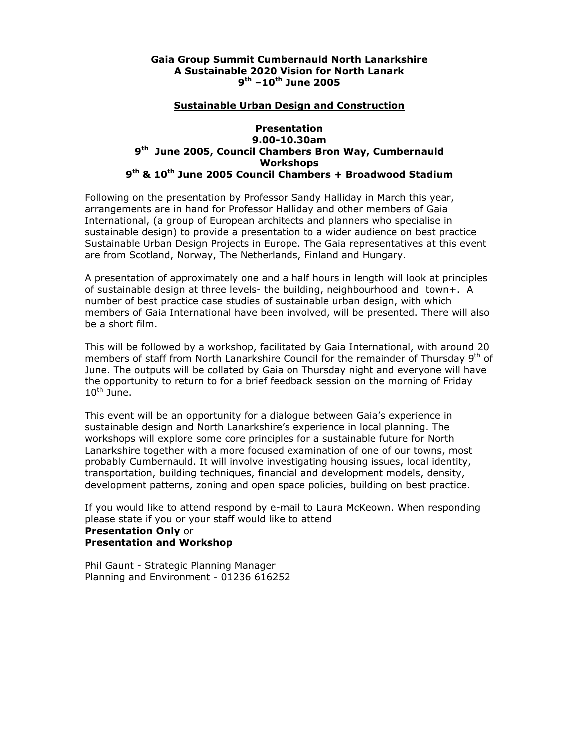**Gaia Group Summit Cumbernauld North Lanarkshire**
**A Sustainable 2020 Vision for North Lanark**
**9th –10th June 2005**

## Sustainable Urban Design and Construction

**Presentation**
**9.00-10.30am**
**9th June 2005, Council Chambers Bron Way, Cumbernauld**
**Workshops**
**9th & 10th June 2005 Council Chambers + Broadwood Stadium**

Following on the presentation by Professor Sandy Halliday in March this year, arrangements are in hand for Professor Halliday and other members of Gaia International, (a group of European architects and planners who specialise in sustainable design) to provide a presentation to a wider audience on best practice Sustainable Urban Design Projects in Europe. The Gaia representatives at this event are from Scotland, Norway, The Netherlands, Finland and Hungary.

A presentation of approximately one and a half hours in length will look at principles of sustainable design at three levels- the building, neighbourhood and town+. A number of best practice case studies of sustainable urban design, with which members of Gaia International have been involved, will be presented. There will also be a short film.

This will be followed by a workshop, facilitated by Gaia International, with around 20 members of staff from North Lanarkshire Council for the remainder of Thursday 9th of June. The outputs will be collated by Gaia on Thursday night and everyone will have the opportunity to return to for a brief feedback session on the morning of Friday 10th June.

This event will be an opportunity for a dialogue between Gaia's experience in sustainable design and North Lanarkshire's experience in local planning. The workshops will explore some core principles for a sustainable future for North Lanarkshire together with a more focused examination of one of our towns, most probably Cumbernauld. It will involve investigating housing issues, local identity, transportation, building techniques, financial and development models, density, development patterns, zoning and open space policies, building on best practice.

If you would like to attend respond by e-mail to Laura McKeown. When responding please state if you or your staff would like to attend
**Presentation Only** or
**Presentation and Workshop**

Phil Gaunt - Strategic Planning Manager
Planning and Environment - 01236 616252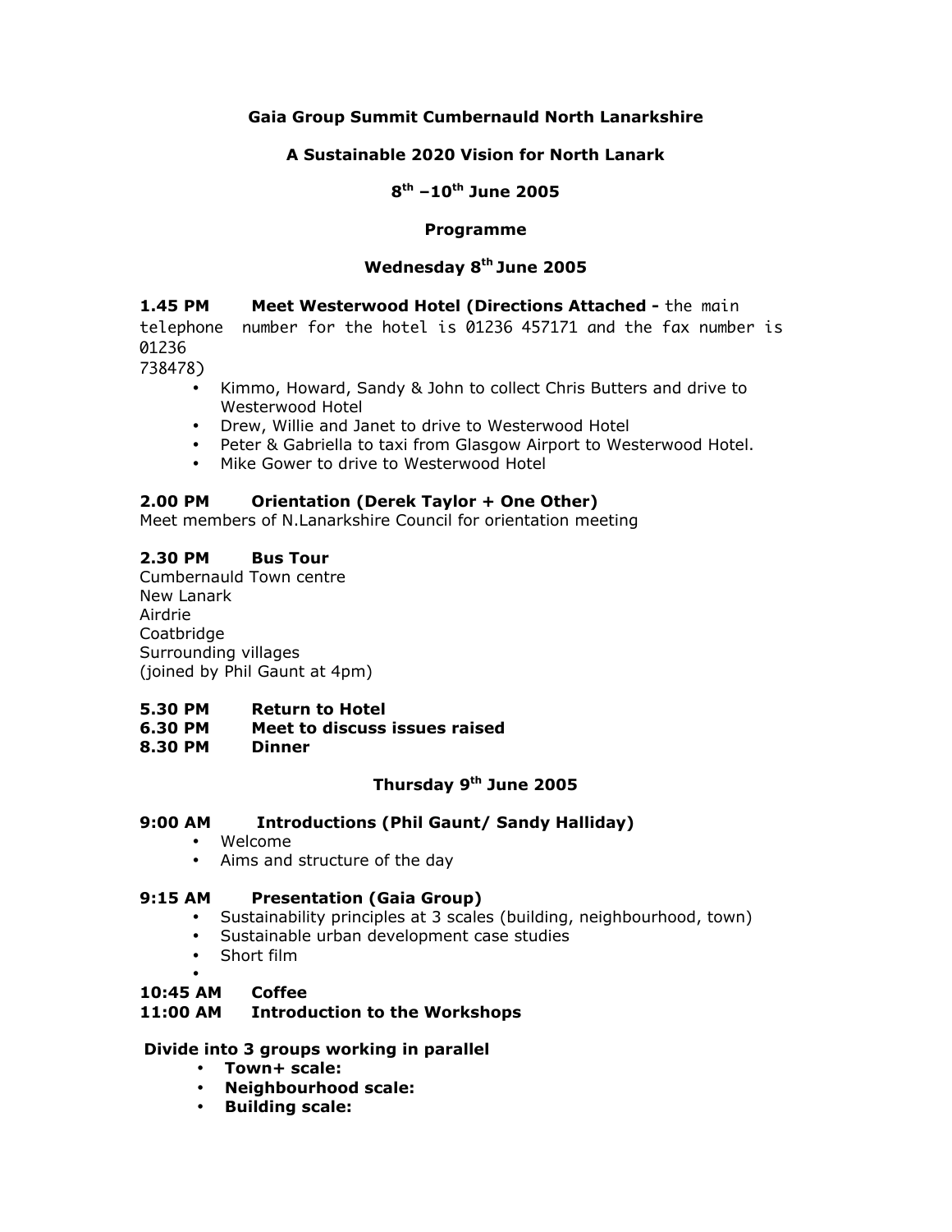**Gaia Group Summit Cumbernauld North Lanarkshire**

**A Sustainable 2020 Vision for North Lanark**

**8th –10th June 2005**

**Programme**

**Wednesday 8th June 2005**

**1.45 PM Meet Westerwood Hotel (Directions Attached -** the main telephone number for the hotel is 01236 457171 and the fax number is 01236 738478)

- Kimmo, Howard, Sandy & John to collect Chris Butters and drive to Westerwood Hotel
- Drew, Willie and Janet to drive to Westerwood Hotel
- Peter & Gabriella to taxi from Glasgow Airport to Westerwood Hotel.
- Mike Gower to drive to Westerwood Hotel

**2.00 PM Orientation (Derek Taylor + One Other)**

Meet members of N.Lanarkshire Council for orientation meeting

**2.30 PM Bus Tour**

Cumbernauld Town centre
New Lanark
Airdrie
Coatbridge
Surrounding villages
(joined by Phil Gaunt at 4pm)

**5.30 PM Return to Hotel**
**6.30 PM Meet to discuss issues raised**
**8.30 PM Dinner**

**Thursday 9th June 2005**

**9:00 AM Introductions (Phil Gaunt/ Sandy Halliday)**

- Welcome
- Aims and structure of the day

**9:15 AM Presentation (Gaia Group)**

- Sustainability principles at 3 scales (building, neighbourhood, town)
- Sustainable urban development case studies
- Short film

**10:45 AM Coffee**
**11:00 AM Introduction to the Workshops**

**Divide into 3 groups working in parallel**

- **Town+ scale:**
- **Neighbourhood scale:**
- **Building scale:**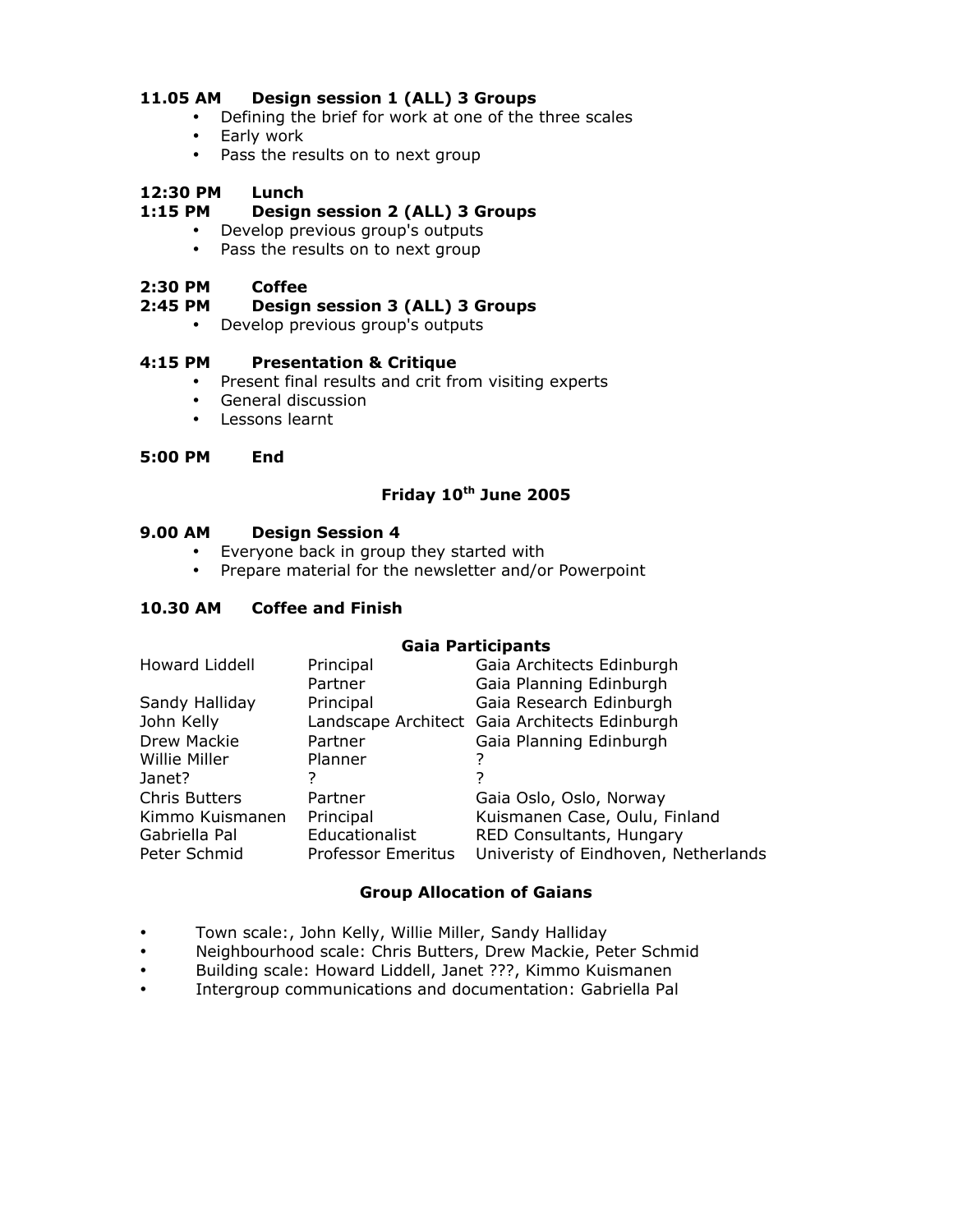**11.05 AM Design session 1 (ALL) 3 Groups**

- Defining the brief for work at one of the three scales
- Early work
- Pass the results on to next group

**12:30 PM Lunch**

**1:15 PM Design session 2 (ALL) 3 Groups**

- Develop previous group's outputs
- Pass the results on to next group

**2:30 PM Coffee**

**2:45 PM Design session 3 (ALL) 3 Groups**

- Develop previous group's outputs

**4:15 PM Presentation & Critique**

- Present final results and crit from visiting experts
- General discussion
- Lessons learnt

**5:00 PM End**

## Friday 10th June 2005

**9.00 AM Design Session 4**

- Everyone back in group they started with
- Prepare material for the newsletter and/or Powerpoint

**10.30 AM Coffee and Finish**

### Gaia Participants

| | | |
|---|---|---|
| Howard Liddell | Principal | Gaia Architects Edinburgh |
| | Partner | Gaia Planning Edinburgh |
| Sandy Halliday | Principal | Gaia Research Edinburgh |
| John Kelly | Landscape Architect | Gaia Architects Edinburgh |
| Drew Mackie | Partner | Gaia Planning Edinburgh |
| Willie Miller | Planner | ? |
| Janet? | ? | ? |
| Chris Butters | Partner | Gaia Oslo, Oslo, Norway |
| Kimmo Kuismanen | Principal | Kuismanen Case, Oulu, Finland |
| Gabriella Pal | Educationalist | RED Consultants, Hungary |
| Peter Schmid | Professor Emeritus | Univeristy of Eindhoven, Netherlands |

### Group Allocation of Gaians

- Town scale:, John Kelly, Willie Miller, Sandy Halliday
- Neighbourhood scale: Chris Butters, Drew Mackie, Peter Schmid
- Building scale: Howard Liddell, Janet ???, Kimmo Kuismanen
- Intergroup communications and documentation: Gabriella Pal